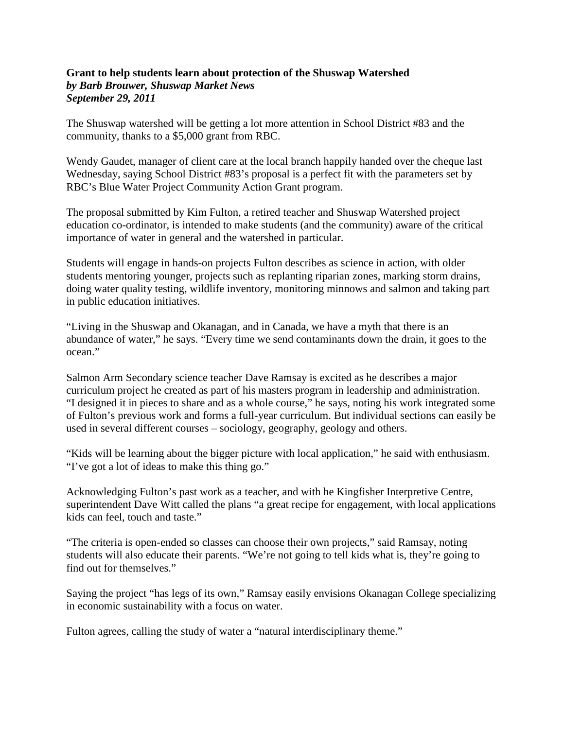**Grant to help students learn about protection of the Shuswap Watershed**
***by Barb Brouwer, Shuswap Market News***
***September 29, 2011***

The Shuswap watershed will be getting a lot more attention in School District #83 and the community, thanks to a $5,000 grant from RBC.

Wendy Gaudet, manager of client care at the local branch happily handed over the cheque last Wednesday, saying School District #83's proposal is a perfect fit with the parameters set by RBC's Blue Water Project Community Action Grant program.

The proposal submitted by Kim Fulton, a retired teacher and Shuswap Watershed project education co-ordinator, is intended to make students (and the community) aware of the critical importance of water in general and the watershed in particular.

Students will engage in hands-on projects Fulton describes as science in action, with older students mentoring younger, projects such as replanting riparian zones, marking storm drains, doing water quality testing, wildlife inventory, monitoring minnows and salmon and taking part in public education initiatives.

"Living in the Shuswap and Okanagan, and in Canada, we have a myth that there is an abundance of water," he says. "Every time we send contaminants down the drain, it goes to the ocean."

Salmon Arm Secondary science teacher Dave Ramsay is excited as he describes a major curriculum project he created as part of his masters program in leadership and administration. "I designed it in pieces to share and as a whole course," he says, noting his work integrated some of Fulton's previous work and forms a full-year curriculum. But individual sections can easily be used in several different courses – sociology, geography, geology and others.

"Kids will be learning about the bigger picture with local application," he said with enthusiasm. "I've got a lot of ideas to make this thing go."

Acknowledging Fulton's past work as a teacher, and with he Kingfisher Interpretive Centre, superintendent Dave Witt called the plans "a great recipe for engagement, with local applications kids can feel, touch and taste."

"The criteria is open-ended so classes can choose their own projects," said Ramsay, noting students will also educate their parents. "We're not going to tell kids what is, they're going to find out for themselves."

Saying the project "has legs of its own," Ramsay easily envisions Okanagan College specializing in economic sustainability with a focus on water.

Fulton agrees, calling the study of water a "natural interdisciplinary theme."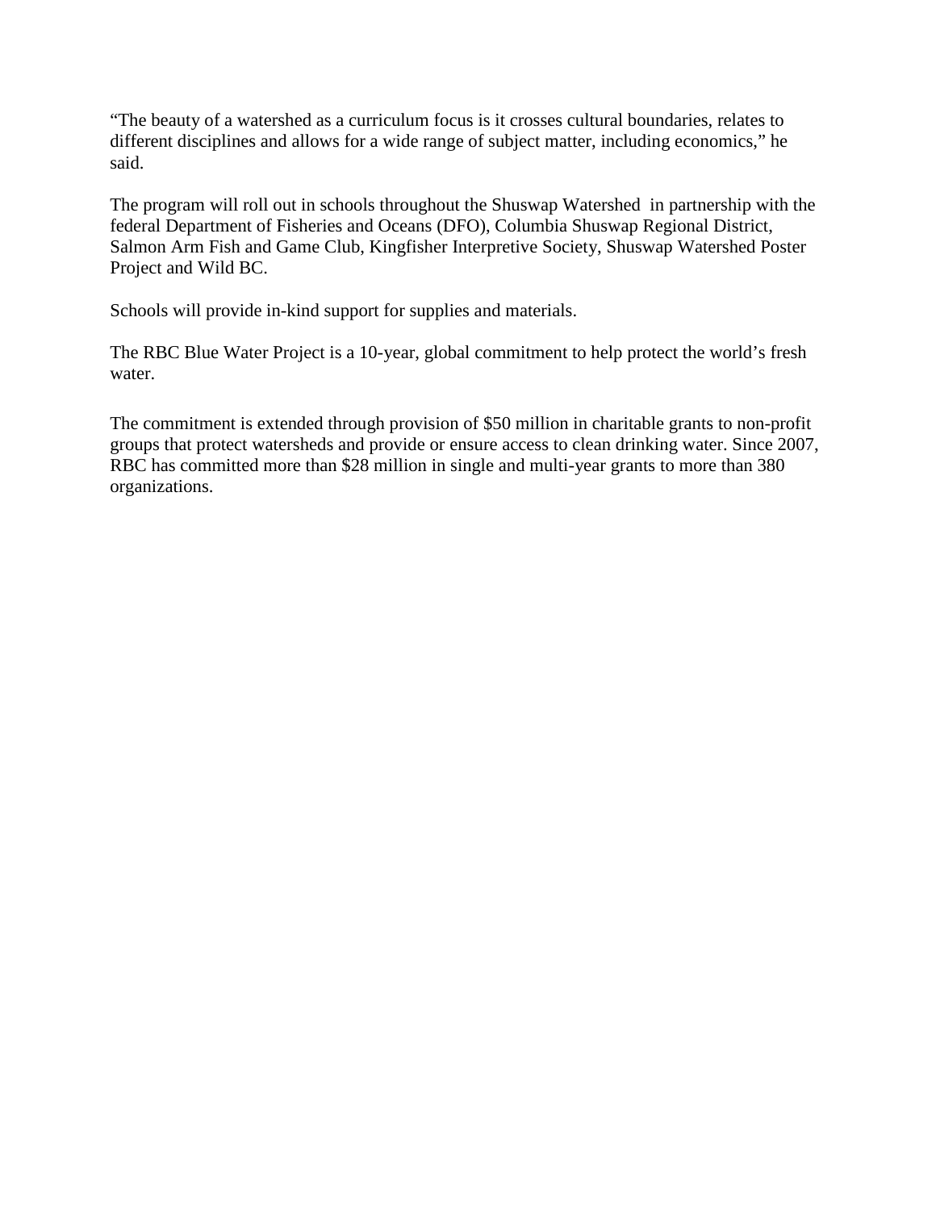"The beauty of a watershed as a curriculum focus is it crosses cultural boundaries, relates to different disciplines and allows for a wide range of subject matter, including economics," he said.

The program will roll out in schools throughout the Shuswap Watershed in partnership with the federal Department of Fisheries and Oceans (DFO), Columbia Shuswap Regional District, Salmon Arm Fish and Game Club, Kingfisher Interpretive Society, Shuswap Watershed Poster Project and Wild BC.

Schools will provide in-kind support for supplies and materials.

The RBC Blue Water Project is a 10-year, global commitment to help protect the world's fresh water.

The commitment is extended through provision of $50 million in charitable grants to non-profit groups that protect watersheds and provide or ensure access to clean drinking water. Since 2007, RBC has committed more than $28 million in single and multi-year grants to more than 380 organizations.